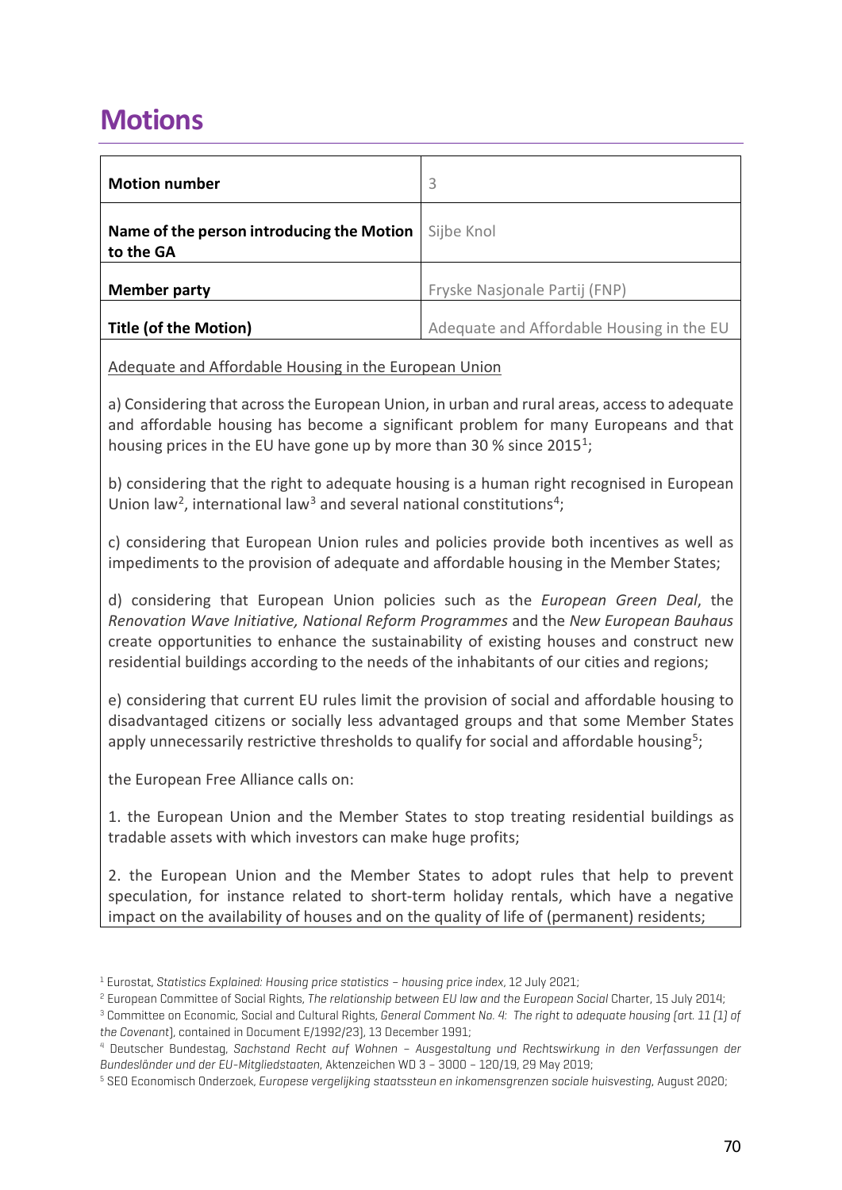# Motions

| Motion number | 3 |
| --- | --- |
| Name of the person introducing the Motion to the GA | Sijbe Knol |
| Member party | Fryske Nasjonale Partij (FNP) |
| Title (of the Motion) | Adequate and Affordable Housing in the EU |

Adequate and Affordable Housing in the European Union

a) Considering that across the European Union, in urban and rural areas, access to adequate and affordable housing has become a significant problem for many Europeans and that housing prices in the EU have gone up by more than 30 % since 2015[1];

b) considering that the right to adequate housing is a human right recognised in European Union law[2], international law[3] and several national constitutions[4];

c) considering that European Union rules and policies provide both incentives as well as impediments to the provision of adequate and affordable housing in the Member States;

d) considering that European Union policies such as the *European Green Deal*, the *Renovation Wave Initiative, National Reform Programmes* and the *New European Bauhaus* create opportunities to enhance the sustainability of existing houses and construct new residential buildings according to the needs of the inhabitants of our cities and regions;

e) considering that current EU rules limit the provision of social and affordable housing to disadvantaged citizens or socially less advantaged groups and that some Member States apply unnecessarily restrictive thresholds to qualify for social and affordable housing[5];

the European Free Alliance calls on:

1. the European Union and the Member States to stop treating residential buildings as tradable assets with which investors can make huge profits;

2. the European Union and the Member States to adopt rules that help to prevent speculation, for instance related to short-term holiday rentals, which have a negative impact on the availability of houses and on the quality of life of (permanent) residents;

---

[1] Eurostat, *Statistics Explained: Housing price statistics – housing price index*, 12 July 2021;

[2] European Committee of Social Rights, *The relationship between EU law and the European Social* Charter, 15 July 2014;

[3] Committee on Economic, Social and Cultural Rights, *General Comment No. 4: The right to adequate housing (art. 11 (1) of the Covenant)*, contained in Document E/1992/23), 13 December 1991;

[4] Deutscher Bundestag, *Sachstand Recht auf Wohnen – Ausgestaltung und Rechtswirkung in den Verfassungen der Bundesländer und der EU-Mitgliedstaaten*, Aktenzeichen WD 3 – 3000 – 120/19, 29 May 2019;

[5] SEO Economisch Onderzoek, *Europese vergelijking staatssteun en inkomensgrenzen sociale huisvesting*, August 2020;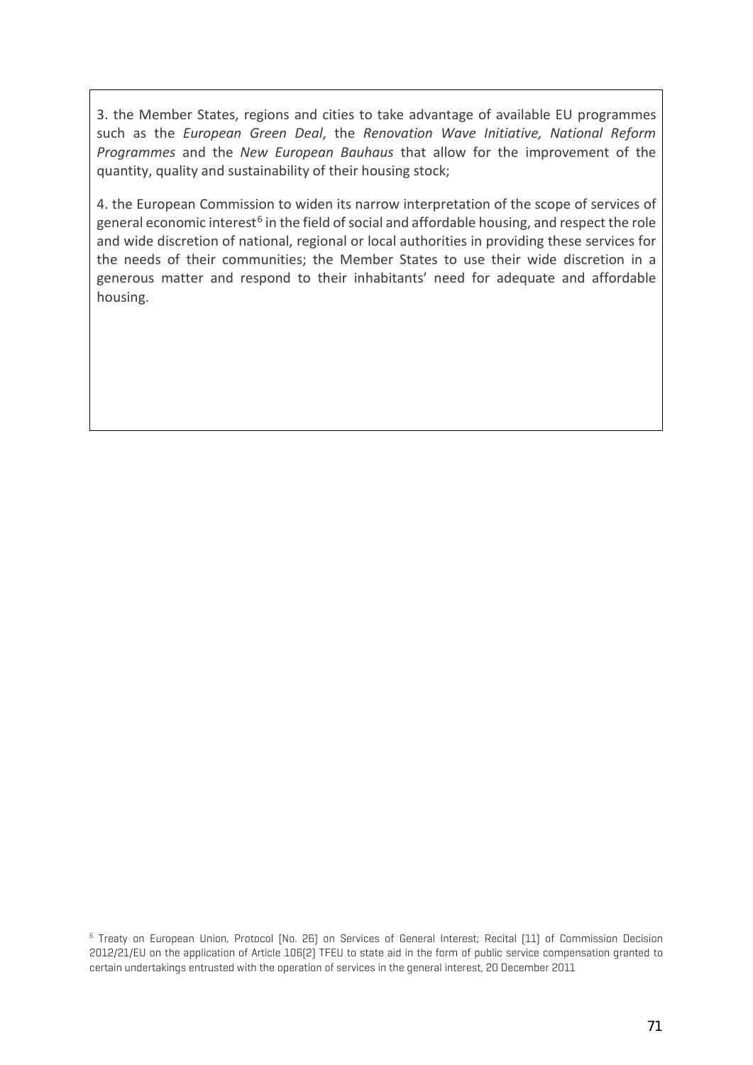3. the Member States, regions and cities to take advantage of available EU programmes such as the *European Green Deal*, the *Renovation Wave Initiative, National Reform Programmes* and the *New European Bauhaus* that allow for the improvement of the quantity, quality and sustainability of their housing stock;

4. the European Commission to widen its narrow interpretation of the scope of services of general economic interest[6] in the field of social and affordable housing, and respect the role and wide discretion of national, regional or local authorities in providing these services for the needs of their communities; the Member States to use their wide discretion in a generous matter and respond to their inhabitants' need for adequate and affordable housing.

[6] Treaty on European Union, Protocol (No. 26) on Services of General Interest; Recital (11) of Commission Decision 2012/21/EU on the application of Article 106(2) TFEU to state aid in the form of public service compensation granted to certain undertakings entrusted with the operation of services in the general interest, 20 December 2011